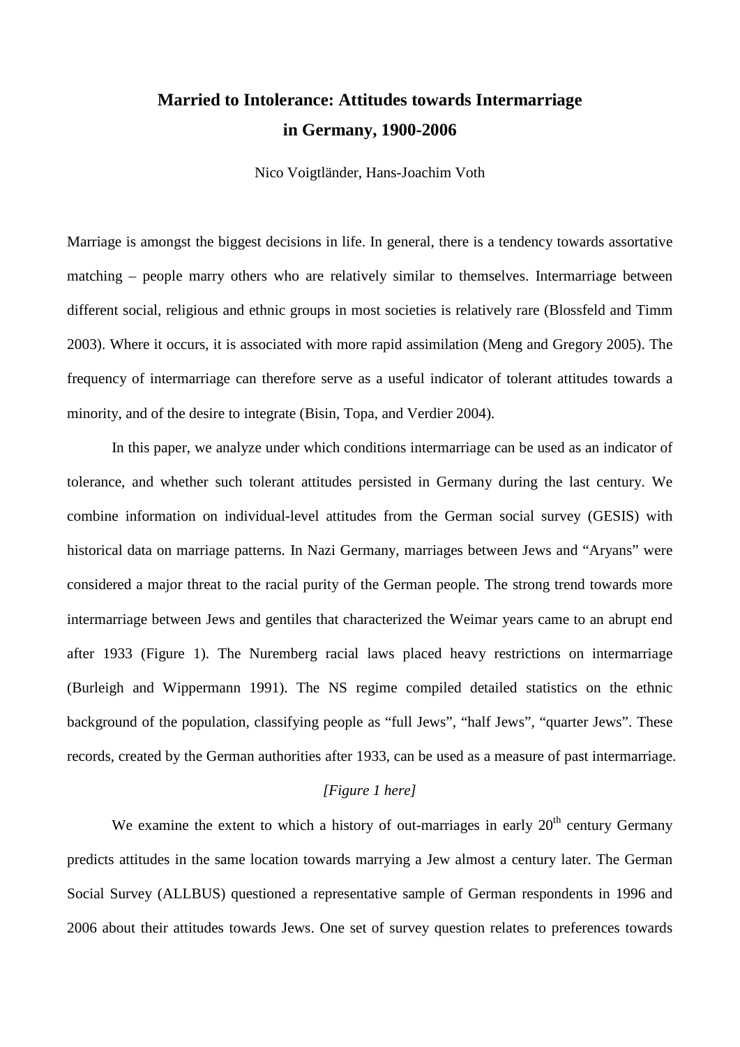# Married to Intolerance: Attitudes towards Intermarriage in Germany, 1900-2006

Nico Voigtländer, Hans-Joachim Voth

Marriage is amongst the biggest decisions in life. In general, there is a tendency towards assortative matching – people marry others who are relatively similar to themselves. Intermarriage between different social, religious and ethnic groups in most societies is relatively rare (Blossfeld and Timm 2003). Where it occurs, it is associated with more rapid assimilation (Meng and Gregory 2005). The frequency of intermarriage can therefore serve as a useful indicator of tolerant attitudes towards a minority, and of the desire to integrate (Bisin, Topa, and Verdier 2004).

In this paper, we analyze under which conditions intermarriage can be used as an indicator of tolerance, and whether such tolerant attitudes persisted in Germany during the last century. We combine information on individual-level attitudes from the German social survey (GESIS) with historical data on marriage patterns. In Nazi Germany, marriages between Jews and "Aryans" were considered a major threat to the racial purity of the German people. The strong trend towards more intermarriage between Jews and gentiles that characterized the Weimar years came to an abrupt end after 1933 (Figure 1). The Nuremberg racial laws placed heavy restrictions on intermarriage (Burleigh and Wippermann 1991). The NS regime compiled detailed statistics on the ethnic background of the population, classifying people as "full Jews", "half Jews", "quarter Jews". These records, created by the German authorities after 1933, can be used as a measure of past intermarriage.

*[Figure 1 here]*

We examine the extent to which a history of out-marriages in early 20th century Germany predicts attitudes in the same location towards marrying a Jew almost a century later. The German Social Survey (ALLBUS) questioned a representative sample of German respondents in 1996 and 2006 about their attitudes towards Jews. One set of survey question relates to preferences towards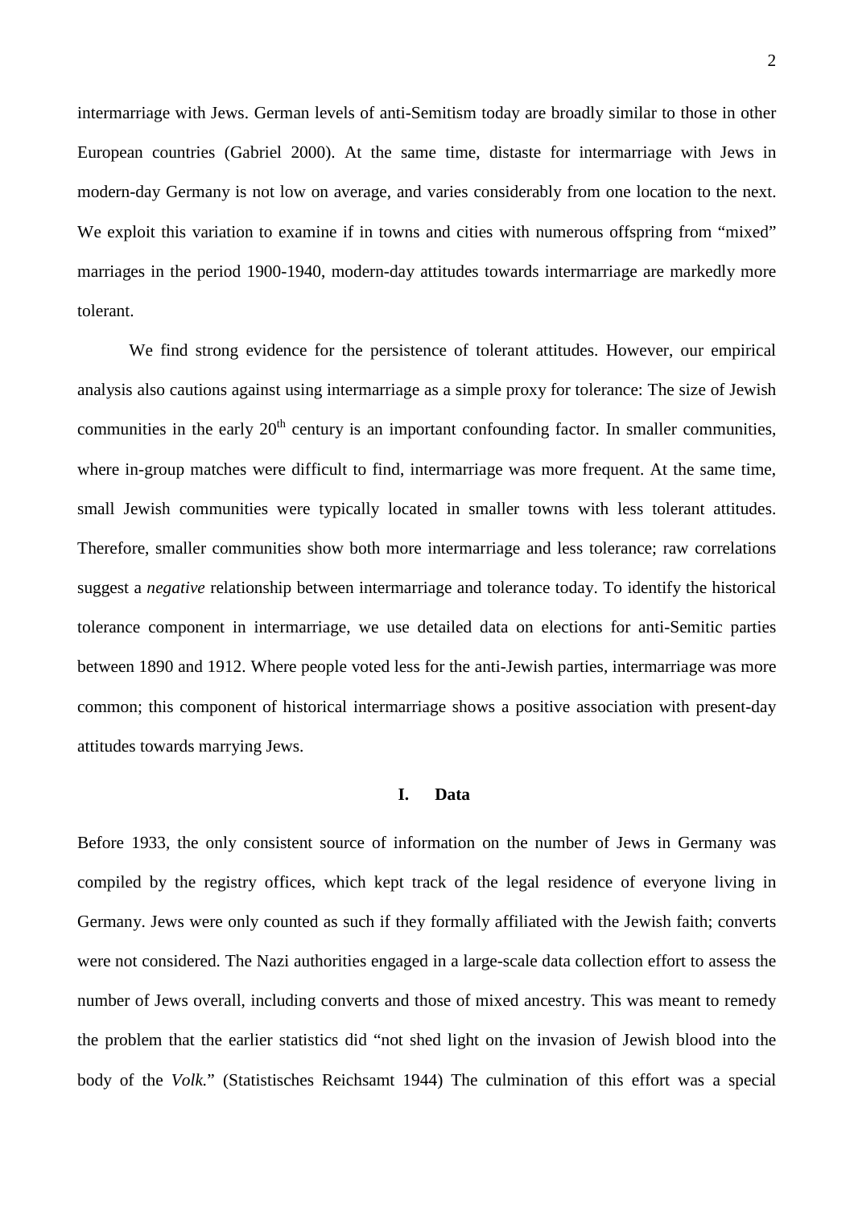intermarriage with Jews. German levels of anti-Semitism today are broadly similar to those in other European countries (Gabriel 2000). At the same time, distaste for intermarriage with Jews in modern-day Germany is not low on average, and varies considerably from one location to the next. We exploit this variation to examine if in towns and cities with numerous offspring from "mixed" marriages in the period 1900-1940, modern-day attitudes towards intermarriage are markedly more tolerant.

We find strong evidence for the persistence of tolerant attitudes. However, our empirical analysis also cautions against using intermarriage as a simple proxy for tolerance: The size of Jewish communities in the early 20th century is an important confounding factor. In smaller communities, where in-group matches were difficult to find, intermarriage was more frequent. At the same time, small Jewish communities were typically located in smaller towns with less tolerant attitudes. Therefore, smaller communities show both more intermarriage and less tolerance; raw correlations suggest a *negative* relationship between intermarriage and tolerance today. To identify the historical tolerance component in intermarriage, we use detailed data on elections for anti-Semitic parties between 1890 and 1912. Where people voted less for the anti-Jewish parties, intermarriage was more common; this component of historical intermarriage shows a positive association with present-day attitudes towards marrying Jews.

## I. Data

Before 1933, the only consistent source of information on the number of Jews in Germany was compiled by the registry offices, which kept track of the legal residence of everyone living in Germany. Jews were only counted as such if they formally affiliated with the Jewish faith; converts were not considered. The Nazi authorities engaged in a large-scale data collection effort to assess the number of Jews overall, including converts and those of mixed ancestry. This was meant to remedy the problem that the earlier statistics did "not shed light on the invasion of Jewish blood into the body of the *Volk*." (Statistisches Reichsamt 1944) The culmination of this effort was a special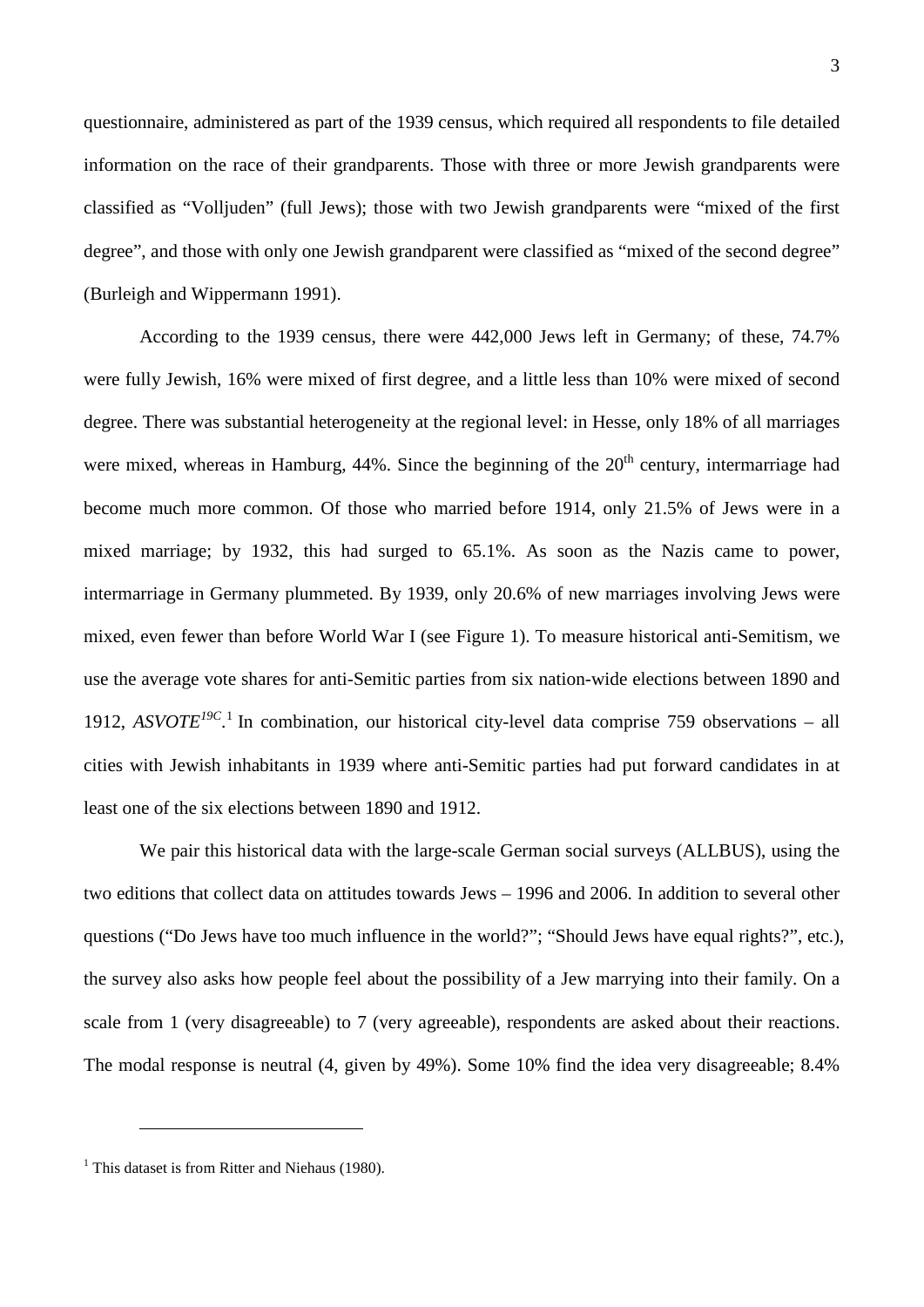questionnaire, administered as part of the 1939 census, which required all respondents to file detailed information on the race of their grandparents. Those with three or more Jewish grandparents were classified as "Volljuden" (full Jews); those with two Jewish grandparents were "mixed of the first degree", and those with only one Jewish grandparent were classified as "mixed of the second degree" (Burleigh and Wippermann 1991).

According to the 1939 census, there were 442,000 Jews left in Germany; of these, 74.7% were fully Jewish, 16% were mixed of first degree, and a little less than 10% were mixed of second degree. There was substantial heterogeneity at the regional level: in Hesse, only 18% of all marriages were mixed, whereas in Hamburg, 44%. Since the beginning of the 20th century, intermarriage had become much more common. Of those who married before 1914, only 21.5% of Jews were in a mixed marriage; by 1932, this had surged to 65.1%. As soon as the Nazis came to power, intermarriage in Germany plummeted. By 1939, only 20.6% of new marriages involving Jews were mixed, even fewer than before World War I (see Figure 1). To measure historical anti-Semitism, we use the average vote shares for anti-Semitic parties from six nation-wide elections between 1890 and 1912, $ASVOTE^{19C}$.[1] In combination, our historical city-level data comprise 759 observations – all cities with Jewish inhabitants in 1939 where anti-Semitic parties had put forward candidates in at least one of the six elections between 1890 and 1912.

We pair this historical data with the large-scale German social surveys (ALLBUS), using the two editions that collect data on attitudes towards Jews – 1996 and 2006. In addition to several other questions ("Do Jews have too much influence in the world?"; "Should Jews have equal rights?", etc.), the survey also asks how people feel about the possibility of a Jew marrying into their family. On a scale from 1 (very disagreeable) to 7 (very agreeable), respondents are asked about their reactions. The modal response is neutral (4, given by 49%). Some 10% find the idea very disagreeable; 8.4%

[1] This dataset is from Ritter and Niehaus (1980).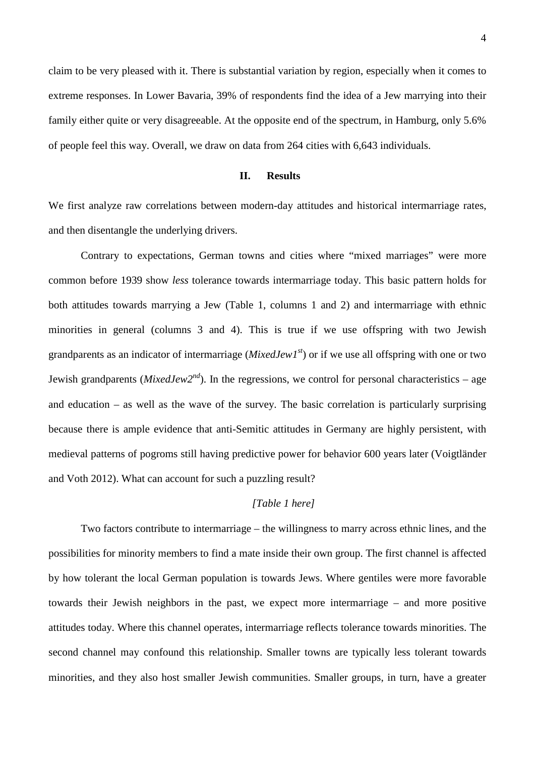claim to be very pleased with it. There is substantial variation by region, especially when it comes to extreme responses. In Lower Bavaria, 39% of respondents find the idea of a Jew marrying into their family either quite or very disagreeable. At the opposite end of the spectrum, in Hamburg, only 5.6% of people feel this way. Overall, we draw on data from 264 cities with 6,643 individuals.

## II. Results

We first analyze raw correlations between modern-day attitudes and historical intermarriage rates, and then disentangle the underlying drivers.

Contrary to expectations, German towns and cities where "mixed marriages" were more common before 1939 show *less* tolerance towards intermarriage today. This basic pattern holds for both attitudes towards marrying a Jew (Table 1, columns 1 and 2) and intermarriage with ethnic minorities in general (columns 3 and 4). This is true if we use offspring with two Jewish grandparents as an indicator of intermarriage (*MixedJew1$^{st}$*) or if we use all offspring with one or two Jewish grandparents (*MixedJew2$^{nd}$*). In the regressions, we control for personal characteristics – age and education – as well as the wave of the survey. The basic correlation is particularly surprising because there is ample evidence that anti-Semitic attitudes in Germany are highly persistent, with medieval patterns of pogroms still having predictive power for behavior 600 years later (Voigtländer and Voth 2012). What can account for such a puzzling result?

*[Table 1 here]*

Two factors contribute to intermarriage – the willingness to marry across ethnic lines, and the possibilities for minority members to find a mate inside their own group. The first channel is affected by how tolerant the local German population is towards Jews. Where gentiles were more favorable towards their Jewish neighbors in the past, we expect more intermarriage – and more positive attitudes today. Where this channel operates, intermarriage reflects tolerance towards minorities. The second channel may confound this relationship. Smaller towns are typically less tolerant towards minorities, and they also host smaller Jewish communities. Smaller groups, in turn, have a greater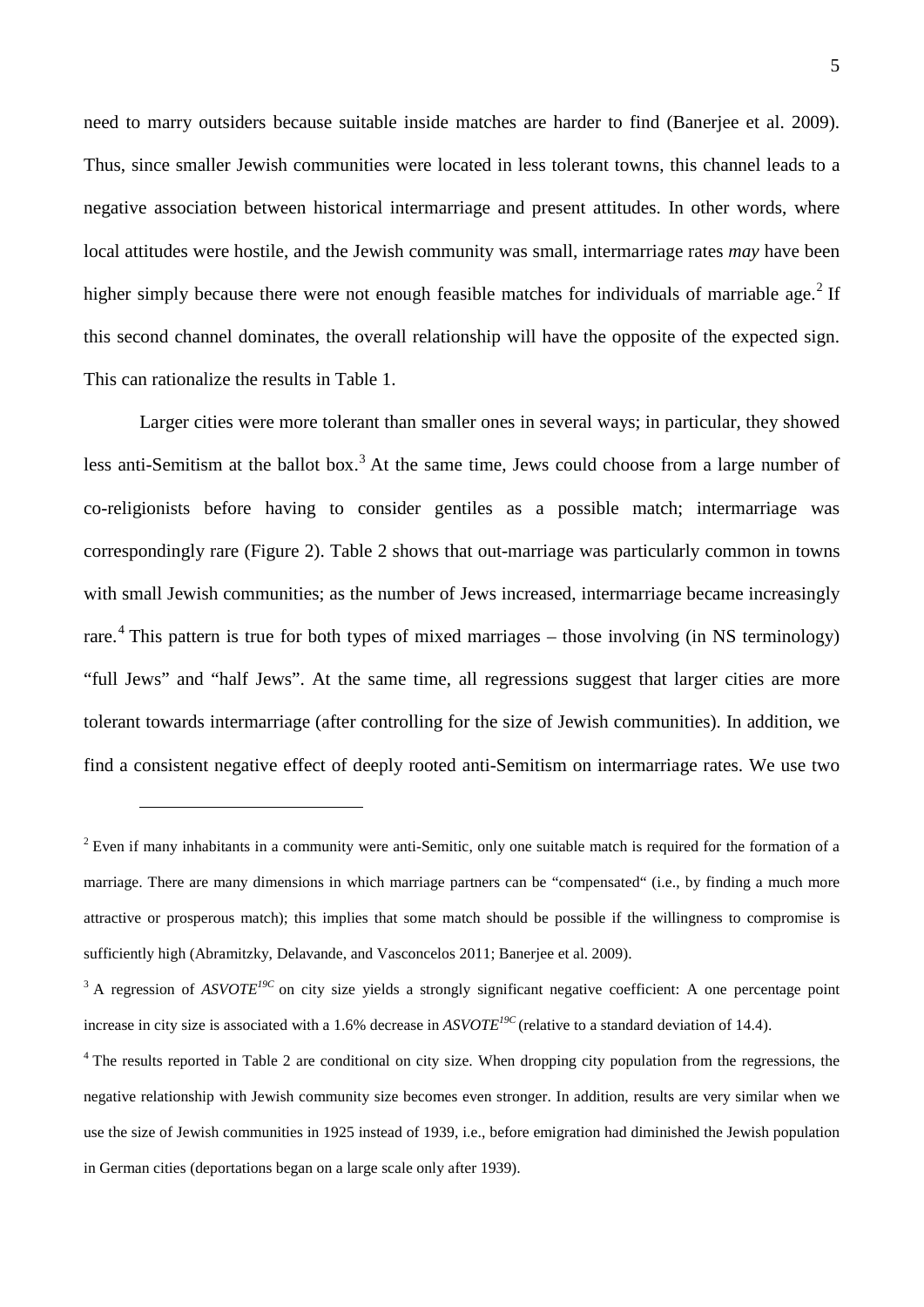need to marry outsiders because suitable inside matches are harder to find (Banerjee et al. 2009). Thus, since smaller Jewish communities were located in less tolerant towns, this channel leads to a negative association between historical intermarriage and present attitudes. In other words, where local attitudes were hostile, and the Jewish community was small, intermarriage rates *may* have been higher simply because there were not enough feasible matches for individuals of marriable age.[2] If this second channel dominates, the overall relationship will have the opposite of the expected sign. This can rationalize the results in Table 1.

Larger cities were more tolerant than smaller ones in several ways; in particular, they showed less anti-Semitism at the ballot box.[3] At the same time, Jews could choose from a large number of co-religionists before having to consider gentiles as a possible match; intermarriage was correspondingly rare (Figure 2). Table 2 shows that out-marriage was particularly common in towns with small Jewish communities; as the number of Jews increased, intermarriage became increasingly rare.[4] This pattern is true for both types of mixed marriages – those involving (in NS terminology) "full Jews" and "half Jews". At the same time, all regressions suggest that larger cities are more tolerant towards intermarriage (after controlling for the size of Jewish communities). In addition, we find a consistent negative effect of deeply rooted anti-Semitism on intermarriage rates. We use two

---

[2] Even if many inhabitants in a community were anti-Semitic, only one suitable match is required for the formation of a marriage. There are many dimensions in which marriage partners can be "compensated" (i.e., by finding a much more attractive or prosperous match); this implies that some match should be possible if the willingness to compromise is sufficiently high (Abramitzky, Delavande, and Vasconcelos 2011; Banerjee et al. 2009).

[3] A regression of $ASVOTE^{19C}$ on city size yields a strongly significant negative coefficient: A one percentage point increase in city size is associated with a 1.6% decrease in $ASVOTE^{19C}$ (relative to a standard deviation of 14.4).

[4] The results reported in Table 2 are conditional on city size. When dropping city population from the regressions, the negative relationship with Jewish community size becomes even stronger. In addition, results are very similar when we use the size of Jewish communities in 1925 instead of 1939, i.e., before emigration had diminished the Jewish population in German cities (deportations began on a large scale only after 1939).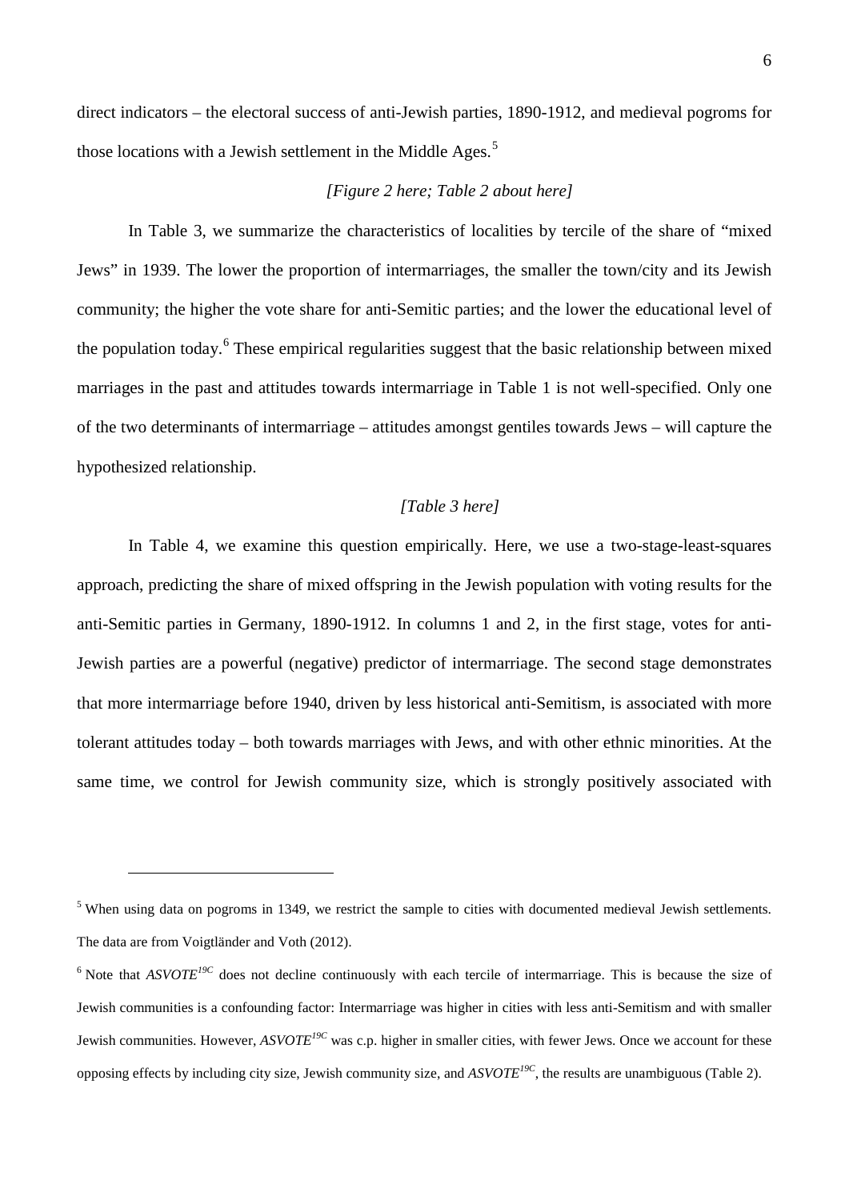direct indicators – the electoral success of anti-Jewish parties, 1890-1912, and medieval pogroms for those locations with a Jewish settlement in the Middle Ages.[5]

*[Figure 2 here; Table 2 about here]*

In Table 3, we summarize the characteristics of localities by tercile of the share of "mixed Jews" in 1939. The lower the proportion of intermarriages, the smaller the town/city and its Jewish community; the higher the vote share for anti-Semitic parties; and the lower the educational level of the population today.[6] These empirical regularities suggest that the basic relationship between mixed marriages in the past and attitudes towards intermarriage in Table 1 is not well-specified. Only one of the two determinants of intermarriage – attitudes amongst gentiles towards Jews – will capture the hypothesized relationship.

*[Table 3 here]*

In Table 4, we examine this question empirically. Here, we use a two-stage-least-squares approach, predicting the share of mixed offspring in the Jewish population with voting results for the anti-Semitic parties in Germany, 1890-1912. In columns 1 and 2, in the first stage, votes for anti-Jewish parties are a powerful (negative) predictor of intermarriage. The second stage demonstrates that more intermarriage before 1940, driven by less historical anti-Semitism, is associated with more tolerant attitudes today – both towards marriages with Jews, and with other ethnic minorities. At the same time, we control for Jewish community size, which is strongly positively associated with

---

[5] When using data on pogroms in 1349, we restrict the sample to cities with documented medieval Jewish settlements. The data are from Voigtländer and Voth (2012).

[6] Note that $ASVOTE^{19C}$ does not decline continuously with each tercile of intermarriage. This is because the size of Jewish communities is a confounding factor: Intermarriage was higher in cities with less anti-Semitism and with smaller Jewish communities. However, $ASVOTE^{19C}$ was c.p. higher in smaller cities, with fewer Jews. Once we account for these opposing effects by including city size, Jewish community size, and $ASVOTE^{19C}$, the results are unambiguous (Table 2).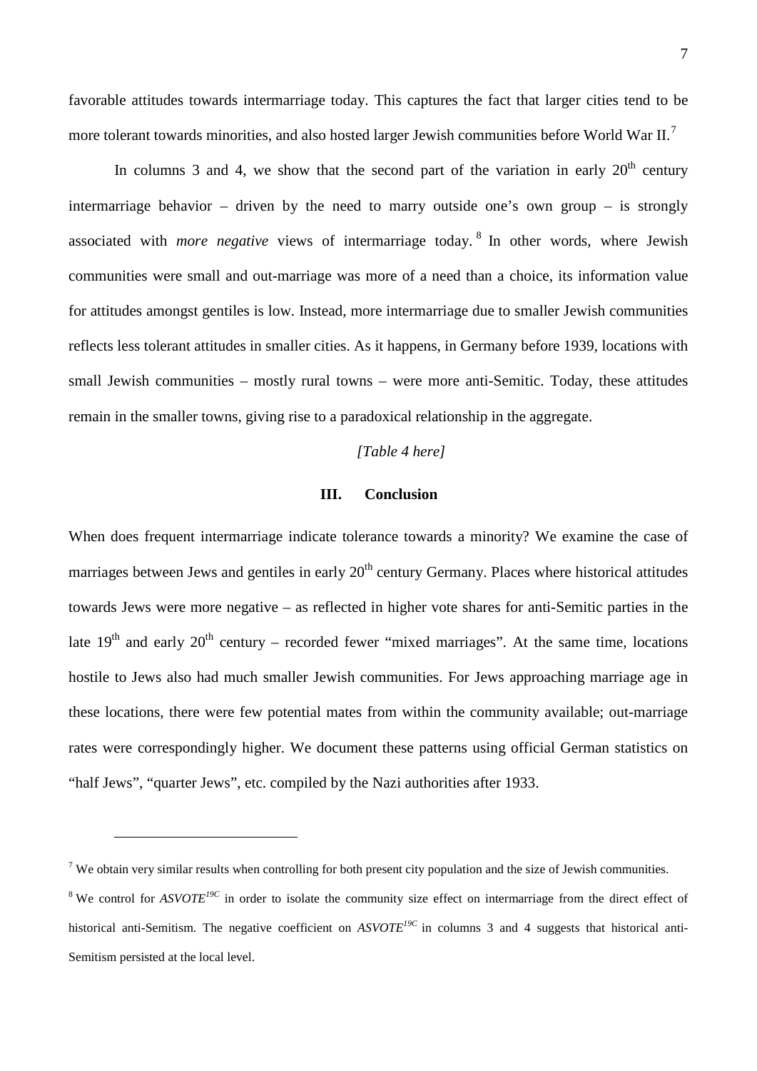favorable attitudes towards intermarriage today. This captures the fact that larger cities tend to be more tolerant towards minorities, and also hosted larger Jewish communities before World War II.[7]

In columns 3 and 4, we show that the second part of the variation in early 20th century intermarriage behavior – driven by the need to marry outside one's own group – is strongly associated with *more negative* views of intermarriage today.[8] In other words, where Jewish communities were small and out-marriage was more of a need than a choice, its information value for attitudes amongst gentiles is low. Instead, more intermarriage due to smaller Jewish communities reflects less tolerant attitudes in smaller cities. As it happens, in Germany before 1939, locations with small Jewish communities – mostly rural towns – were more anti-Semitic. Today, these attitudes remain in the smaller towns, giving rise to a paradoxical relationship in the aggregate.

*[Table 4 here]*

## III. Conclusion

When does frequent intermarriage indicate tolerance towards a minority? We examine the case of marriages between Jews and gentiles in early 20th century Germany. Places where historical attitudes towards Jews were more negative – as reflected in higher vote shares for anti-Semitic parties in the late 19th and early 20th century – recorded fewer "mixed marriages". At the same time, locations hostile to Jews also had much smaller Jewish communities. For Jews approaching marriage age in these locations, there were few potential mates from within the community available; out-marriage rates were correspondingly higher. We document these patterns using official German statistics on "half Jews", "quarter Jews", etc. compiled by the Nazi authorities after 1933.

---

[7] We obtain very similar results when controlling for both present city population and the size of Jewish communities.

[8] We control for $ASVOTE^{19C}$ in order to isolate the community size effect on intermarriage from the direct effect of historical anti-Semitism. The negative coefficient on $ASVOTE^{19C}$ in columns 3 and 4 suggests that historical anti-Semitism persisted at the local level.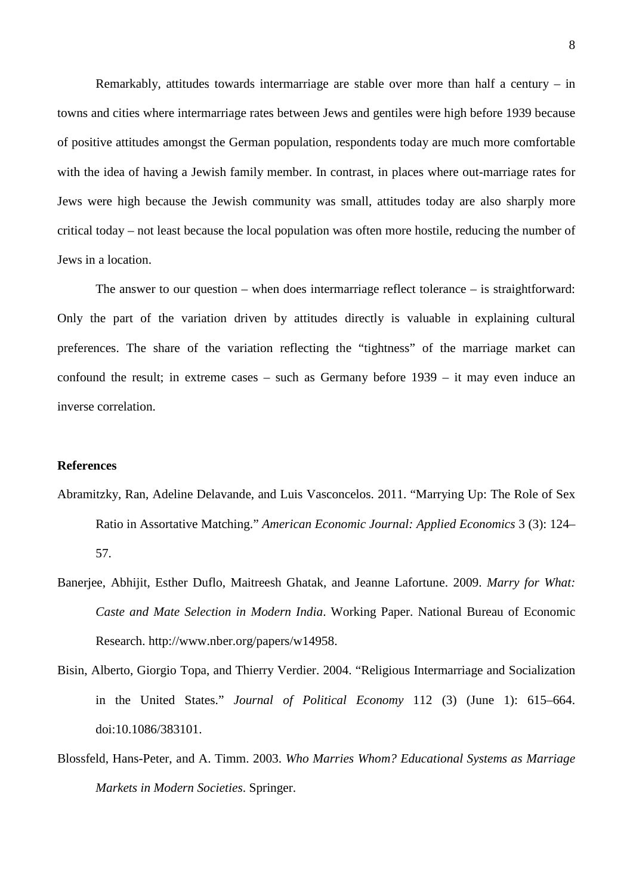Remarkably, attitudes towards intermarriage are stable over more than half a century – in towns and cities where intermarriage rates between Jews and gentiles were high before 1939 because of positive attitudes amongst the German population, respondents today are much more comfortable with the idea of having a Jewish family member. In contrast, in places where out-marriage rates for Jews were high because the Jewish community was small, attitudes today are also sharply more critical today – not least because the local population was often more hostile, reducing the number of Jews in a location.

The answer to our question – when does intermarriage reflect tolerance – is straightforward: Only the part of the variation driven by attitudes directly is valuable in explaining cultural preferences. The share of the variation reflecting the "tightness" of the marriage market can confound the result; in extreme cases – such as Germany before 1939 – it may even induce an inverse correlation.

**References**

Abramitzky, Ran, Adeline Delavande, and Luis Vasconcelos. 2011. "Marrying Up: The Role of Sex Ratio in Assortative Matching." *American Economic Journal: Applied Economics* 3 (3): 124–57.

Banerjee, Abhijit, Esther Duflo, Maitreesh Ghatak, and Jeanne Lafortune. 2009. *Marry for What: Caste and Mate Selection in Modern India*. Working Paper. National Bureau of Economic Research. http://www.nber.org/papers/w14958.

Bisin, Alberto, Giorgio Topa, and Thierry Verdier. 2004. "Religious Intermarriage and Socialization in the United States." *Journal of Political Economy* 112 (3) (June 1): 615–664. doi:10.1086/383101.

Blossfeld, Hans-Peter, and A. Timm. 2003. *Who Marries Whom? Educational Systems as Marriage Markets in Modern Societies*. Springer.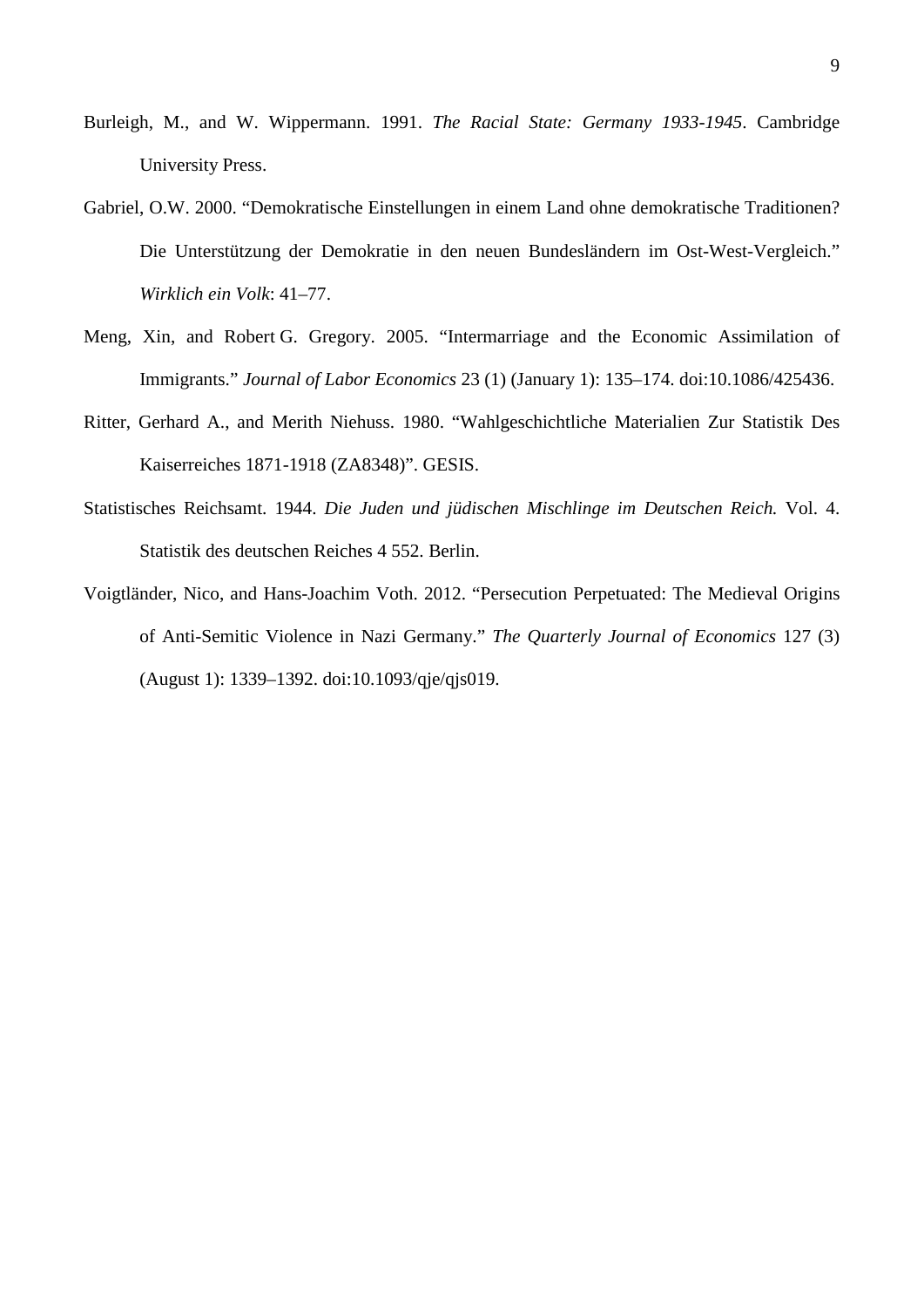Burleigh, M., and W. Wippermann. 1991. *The Racial State: Germany 1933-1945*. Cambridge University Press.

Gabriel, O.W. 2000. "Demokratische Einstellungen in einem Land ohne demokratische Traditionen? Die Unterstützung der Demokratie in den neuen Bundesländern im Ost-West-Vergleich." *Wirklich ein Volk*: 41–77.

Meng, Xin, and Robert G. Gregory. 2005. "Intermarriage and the Economic Assimilation of Immigrants." *Journal of Labor Economics* 23 (1) (January 1): 135–174. doi:10.1086/425436.

Ritter, Gerhard A., and Merith Niehuss. 1980. "Wahlgeschichtliche Materialien Zur Statistik Des Kaiserreiches 1871-1918 (ZA8348)". GESIS.

Statistisches Reichsamt. 1944. *Die Juden und jüdischen Mischlinge im Deutschen Reich.* Vol. 4. Statistik des deutschen Reiches 4 552. Berlin.

Voigtländer, Nico, and Hans-Joachim Voth. 2012. "Persecution Perpetuated: The Medieval Origins of Anti-Semitic Violence in Nazi Germany." *The Quarterly Journal of Economics* 127 (3) (August 1): 1339–1392. doi:10.1093/qje/qjs019.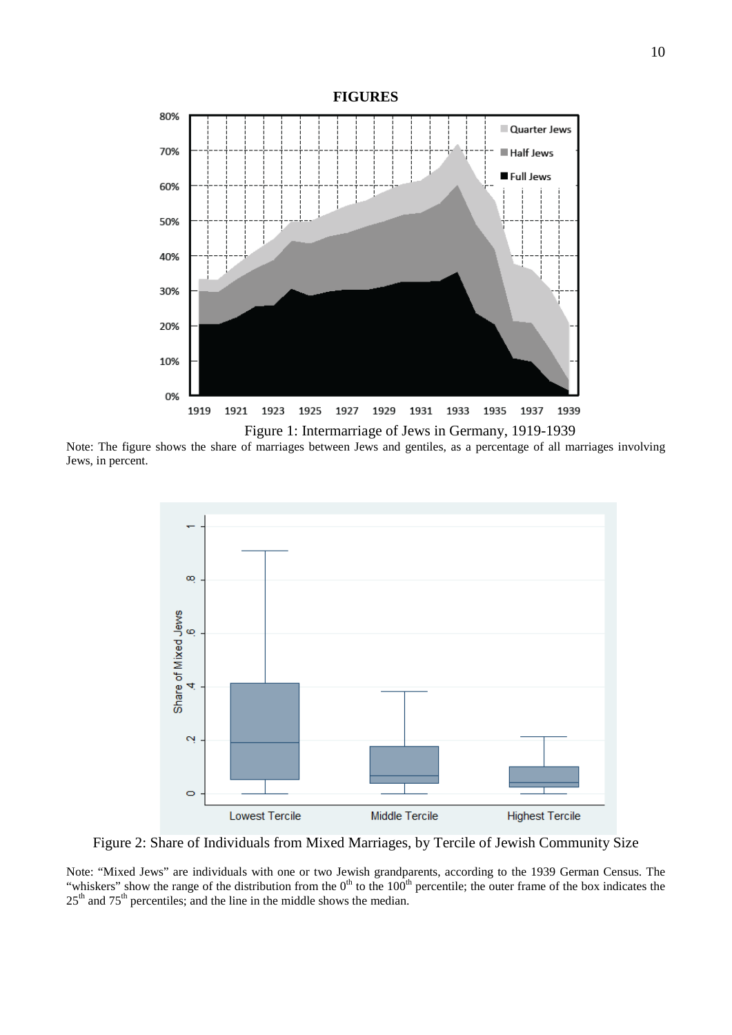# FIGURES

Figure 1: Intermarriage of Jews in Germany, 1919-1939

Note: The figure shows the share of marriages between Jews and gentiles, as a percentage of all marriages involving Jews, in percent.

Figure 2: Share of Individuals from Mixed Marriages, by Tercile of Jewish Community Size

Note: "Mixed Jews" are individuals with one or two Jewish grandparents, according to the 1939 German Census. The "whiskers" show the range of the distribution from the $0^{th}$ to the $100^{th}$ percentile; the outer frame of the box indicates the $25^{th}$ and $75^{th}$ percentiles; and the line in the middle shows the median.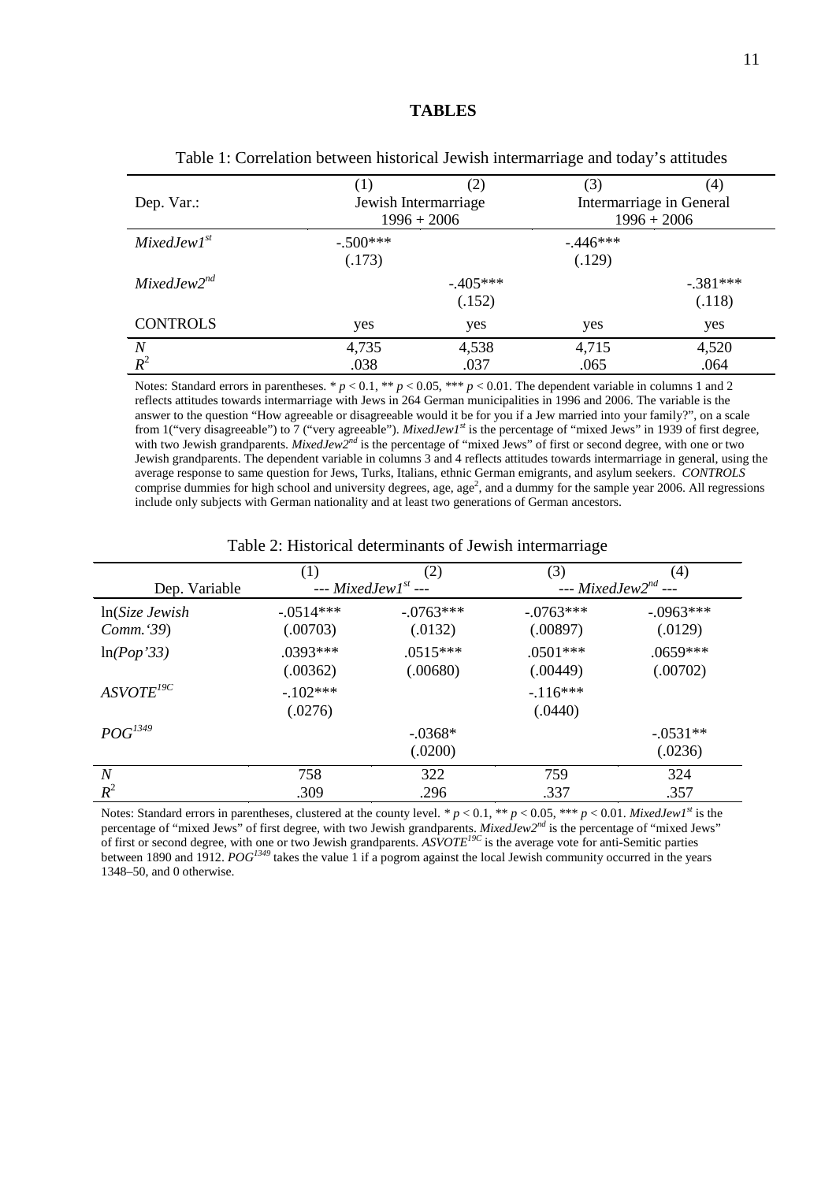**TABLES**

Table 1: Correlation between historical Jewish intermarriage and today's attitudes

| | (1) | (2) | (3) | (4) |
|---|---|---|---|---|
| Dep. Var.: | Jewish Intermarriage 1996 + 2006 | | Intermarriage in General 1996 + 2006 | |
| $MixedJew1^{st}$ | -.500*** | | -.446*** | |
| | (.173) | | (.129) | |
| $MixedJew2^{nd}$ | | -.405*** | | -.381*** |
| | | (.152) | | (.118) |
| CONTROLS | yes | yes | yes | yes |
| $N$ | 4,735 | 4,538 | 4,715 | 4,520 |
| $R^2$ | .038 | .037 | .065 | .064 |

Notes: Standard errors in parentheses. * $p < 0.1$, ** $p < 0.05$, *** $p < 0.01$. The dependent variable in columns 1 and 2 reflects attitudes towards intermarriage with Jews in 264 German municipalities in 1996 and 2006. The variable is the answer to the question "How agreeable or disagreeable would it be for you if a Jew married into your family?", on a scale from 1("very disagreeable") to 7 ("very agreeable"). $MixedJew1^{st}$ is the percentage of "mixed Jews" in 1939 of first degree, with two Jewish grandparents. $MixedJew2^{nd}$ is the percentage of "mixed Jews" of first or second degree, with one or two Jewish grandparents. The dependent variable in columns 3 and 4 reflects attitudes towards intermarriage in general, using the average response to same question for Jews, Turks, Italians, ethnic German emigrants, and asylum seekers. *CONTROLS* comprise dummies for high school and university degrees, age, age$^2$, and a dummy for the sample year 2006. All regressions include only subjects with German nationality and at least two generations of German ancestors.

Table 2: Historical determinants of Jewish intermarriage

| | (1) | (2) | (3) | (4) |
|---|---|---|---|---|
| Dep. Variable | --- $MixedJew1^{st}$ --- | | --- $MixedJew2^{nd}$ --- | |
| ln(*Size Jewish Comm.'39*) | -.0514*** | -.0763*** | -.0763*** | -.0963*** |
| | (.00703) | (.0132) | (.00897) | (.0129) |
| ln(*Pop'33)* | .0393*** | .0515*** | .0501*** | .0659*** |
| | (.00362) | (.00680) | (.00449) | (.00702) |
| $ASVOTE^{19C}$ | -.102*** | | -.116*** | |
| | (.0276) | | (.0440) | |
| $POG^{1349}$ | | -.0368* | | -.0531** |
| | | (.0200) | | (.0236) |
| $N$ | 758 | 322 | 759 | 324 |
| $R^2$ | .309 | .296 | .337 | .357 |

Notes: Standard errors in parentheses, clustered at the county level. * $p < 0.1$, ** $p < 0.05$, *** $p < 0.01$. $MixedJew1^{st}$ is the percentage of "mixed Jews" of first degree, with two Jewish grandparents. $MixedJew2^{nd}$ is the percentage of "mixed Jews" of first or second degree, with one or two Jewish grandparents. $ASVOTE^{19C}$ is the average vote for anti-Semitic parties between 1890 and 1912. $POG^{1349}$ takes the value 1 if a pogrom against the local Jewish community occurred in the years 1348–50, and 0 otherwise.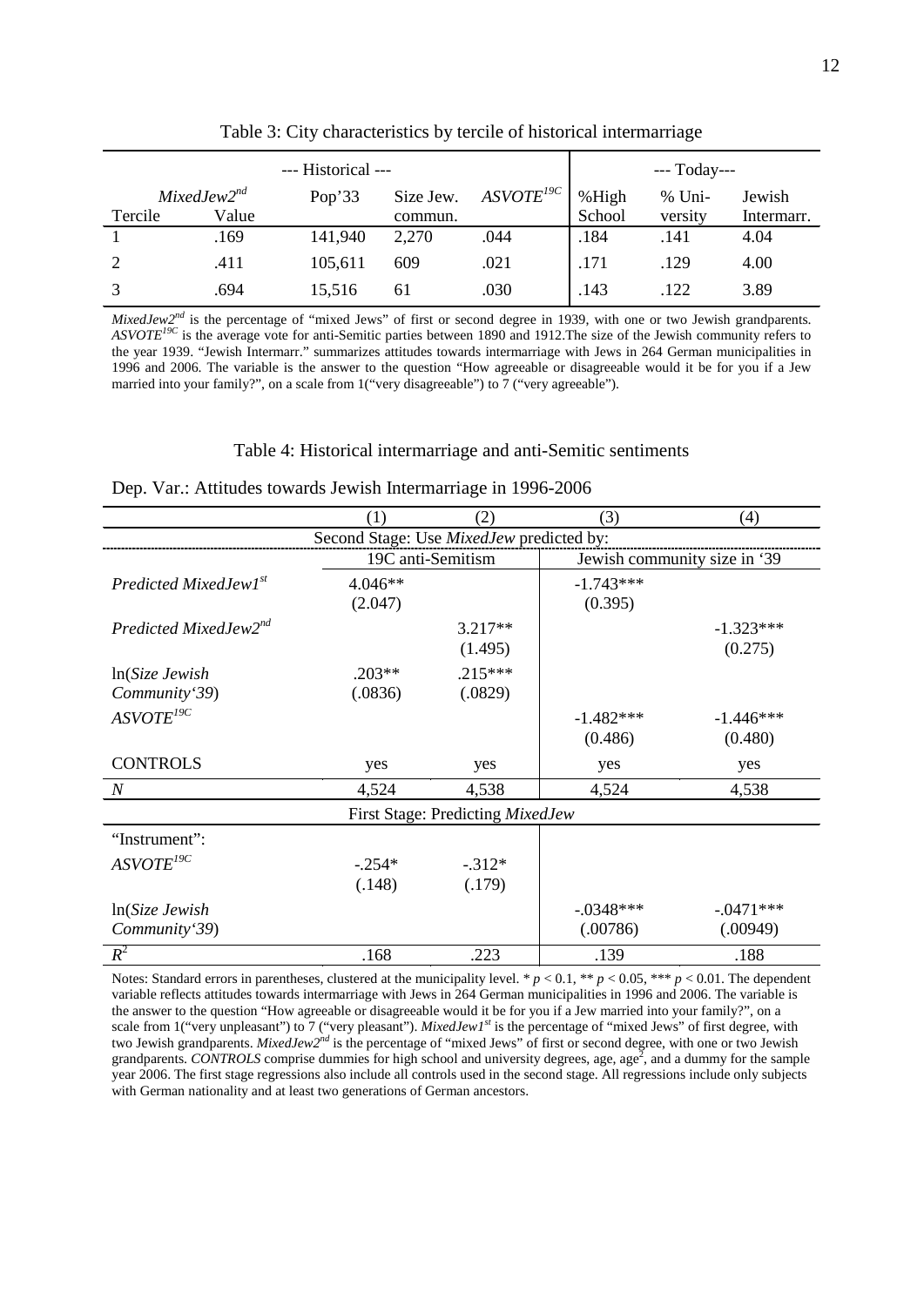Table 3: City characteristics by tercile of historical intermarriage

| --- Historical --- | | | | | --- Today--- | | |
|---|---|---|---|---|---|---|---|
| *MixedJew2*$^{nd}$ | | Pop'33 | Size Jew. | *ASVOTE*$^{19C}$ | %High | % Uni- | Jewish |
| Tercile | Value | | commun. | | School | versity | Intermarr. |
| 1 | .169 | 141,940 | 2,270 | .044 | .184 | .141 | 4.04 |
| 2 | .411 | 105,611 | 609 | .021 | .171 | .129 | 4.00 |
| 3 | .694 | 15,516 | 61 | .030 | .143 | .122 | 3.89 |

*MixedJew2*$^{nd}$ is the percentage of "mixed Jews" of first or second degree in 1939, with one or two Jewish grandparents. *ASVOTE*$^{19C}$ is the average vote for anti-Semitic parties between 1890 and 1912.The size of the Jewish community refers to the year 1939. "Jewish Intermarr." summarizes attitudes towards intermarriage with Jews in 264 German municipalities in 1996 and 2006. The variable is the answer to the question "How agreeable or disagreeable would it be for you if a Jew married into your family?", on a scale from 1("very disagreeable") to 7 ("very agreeable").

Table 4: Historical intermarriage and anti-Semitic sentiments

Dep. Var.: Attitudes towards Jewish Intermarriage in 1996-2006

| | (1) | (2) | (3) | (4) |
|---|---|---|---|---|
| | Second Stage: Use *MixedJew* predicted by: | | | |
| | 19C anti-Semitism | | Jewish community size in '39 | |
| *Predicted MixedJew1*$^{st}$ | 4.046** | | -1.743*** | |
| | (2.047) | | (0.395) | |
| *Predicted MixedJew2*$^{nd}$ | | 3.217** | | -1.323*** |
| | | (1.495) | | (0.275) |
| ln(*Size Jewish Community'39*) | .203** | .215*** | | |
| | (.0836) | (.0829) | | |
| *ASVOTE*$^{19C}$ | | | -1.482*** | -1.446*** |
| | | | (0.486) | (0.480) |
| CONTROLS | yes | yes | yes | yes |
| *N* | 4,524 | 4,538 | 4,524 | 4,538 |
| | First Stage: Predicting *MixedJew* | | | |
| "Instrument": | | | | |
| *ASVOTE*$^{19C}$ | -.254* | -.312* | | |
| | (.148) | (.179) | | |
| ln(*Size Jewish Community'39*) | | | -.0348*** | -.0471*** |
| | | | (.00786) | (.00949) |
| $R^2$ | .168 | .223 | .139 | .188 |

Notes: Standard errors in parentheses, clustered at the municipality level. * $p < 0.1$, ** $p < 0.05$, *** $p < 0.01$. The dependent variable reflects attitudes towards intermarriage with Jews in 264 German municipalities in 1996 and 2006. The variable is the answer to the question "How agreeable or disagreeable would it be for you if a Jew married into your family?", on a scale from 1("very unpleasant") to 7 ("very pleasant"). *MixedJew1*$^{st}$ is the percentage of "mixed Jews" of first degree, with two Jewish grandparents. *MixedJew2*$^{nd}$ is the percentage of "mixed Jews" of first or second degree, with one or two Jewish grandparents. *CONTROLS* comprise dummies for high school and university degrees, age, age$^2$, and a dummy for the sample year 2006. The first stage regressions also include all controls used in the second stage. All regressions include only subjects with German nationality and at least two generations of German ancestors.